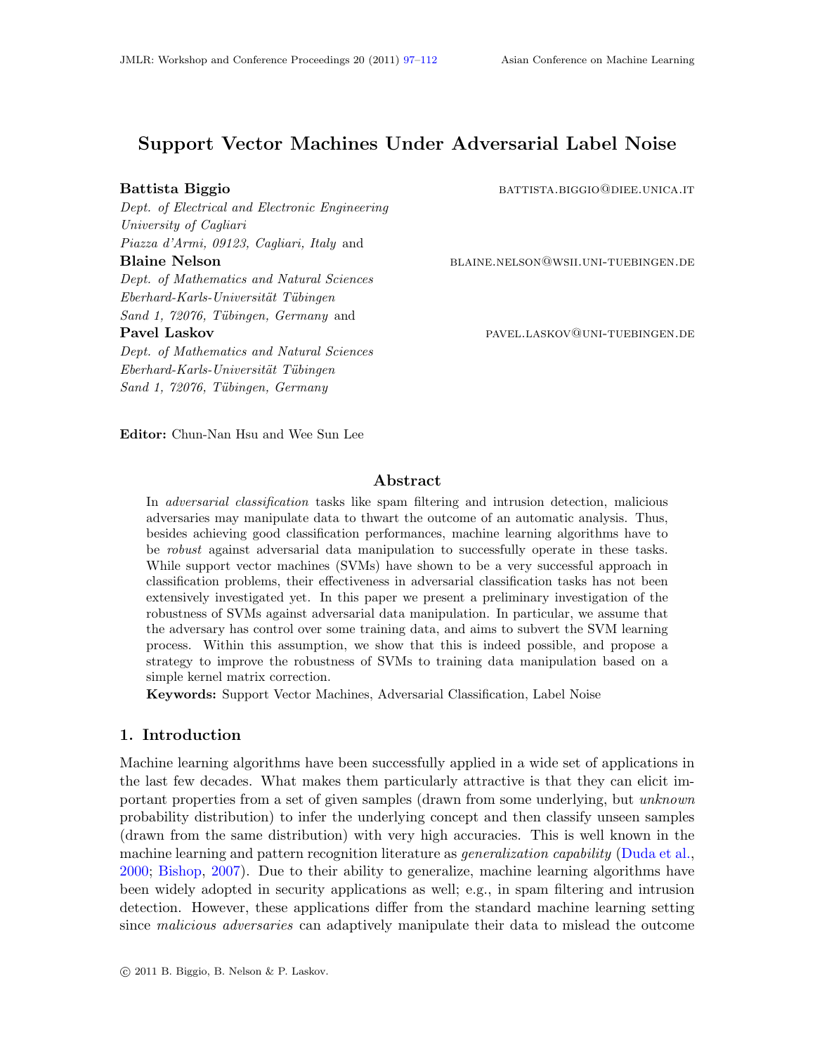# Support Vector Machines Under Adversarial Label Noise

**Battista Biggio** BATTISTA.BIGGIO@DIEE.UNICA.IT
*Dept. of Electrical and Electronic Engineering*
*University of Cagliari*
*Piazza d'Armi, 09123, Cagliari, Italy* and

**Blaine Nelson** BLAINE.NELSON@WSII.UNI-TUEBINGEN.DE
*Dept. of Mathematics and Natural Sciences*
*Eberhard-Karls-Universität Tübingen*
*Sand 1, 72076, Tübingen, Germany* and

**Pavel Laskov** PAVEL.LASKOV@UNI-TUEBINGEN.DE
*Dept. of Mathematics and Natural Sciences*
*Eberhard-Karls-Universität Tübingen*
*Sand 1, 72076, Tübingen, Germany*

**Editor:** Chun-Nan Hsu and Wee Sun Lee

## Abstract

In *adversarial classification* tasks like spam filtering and intrusion detection, malicious adversaries may manipulate data to thwart the outcome of an automatic analysis. Thus, besides achieving good classification performances, machine learning algorithms have to be *robust* against adversarial data manipulation to successfully operate in these tasks. While support vector machines (SVMs) have shown to be a very successful approach in classification problems, their effectiveness in adversarial classification tasks has not been extensively investigated yet. In this paper we present a preliminary investigation of the robustness of SVMs against adversarial data manipulation. In particular, we assume that the adversary has control over some training data, and aims to subvert the SVM learning process. Within this assumption, we show that this is indeed possible, and propose a strategy to improve the robustness of SVMs to training data manipulation based on a simple kernel matrix correction.

**Keywords:** Support Vector Machines, Adversarial Classification, Label Noise

## 1. Introduction

Machine learning algorithms have been successfully applied in a wide set of applications in the last few decades. What makes them particularly attractive is that they can elicit important properties from a set of given samples (drawn from some underlying, but *unknown* probability distribution) to infer the underlying concept and then classify unseen samples (drawn from the same distribution) with very high accuracies. This is well known in the machine learning and pattern recognition literature as *generalization capability* (Duda et al., 2000; Bishop, 2007). Due to their ability to generalize, machine learning algorithms have been widely adopted in security applications as well; e.g., in spam filtering and intrusion detection. However, these applications differ from the standard machine learning setting since *malicious adversaries* can adaptively manipulate their data to mislead the outcome

© 2011 B. Biggio, B. Nelson & P. Laskov.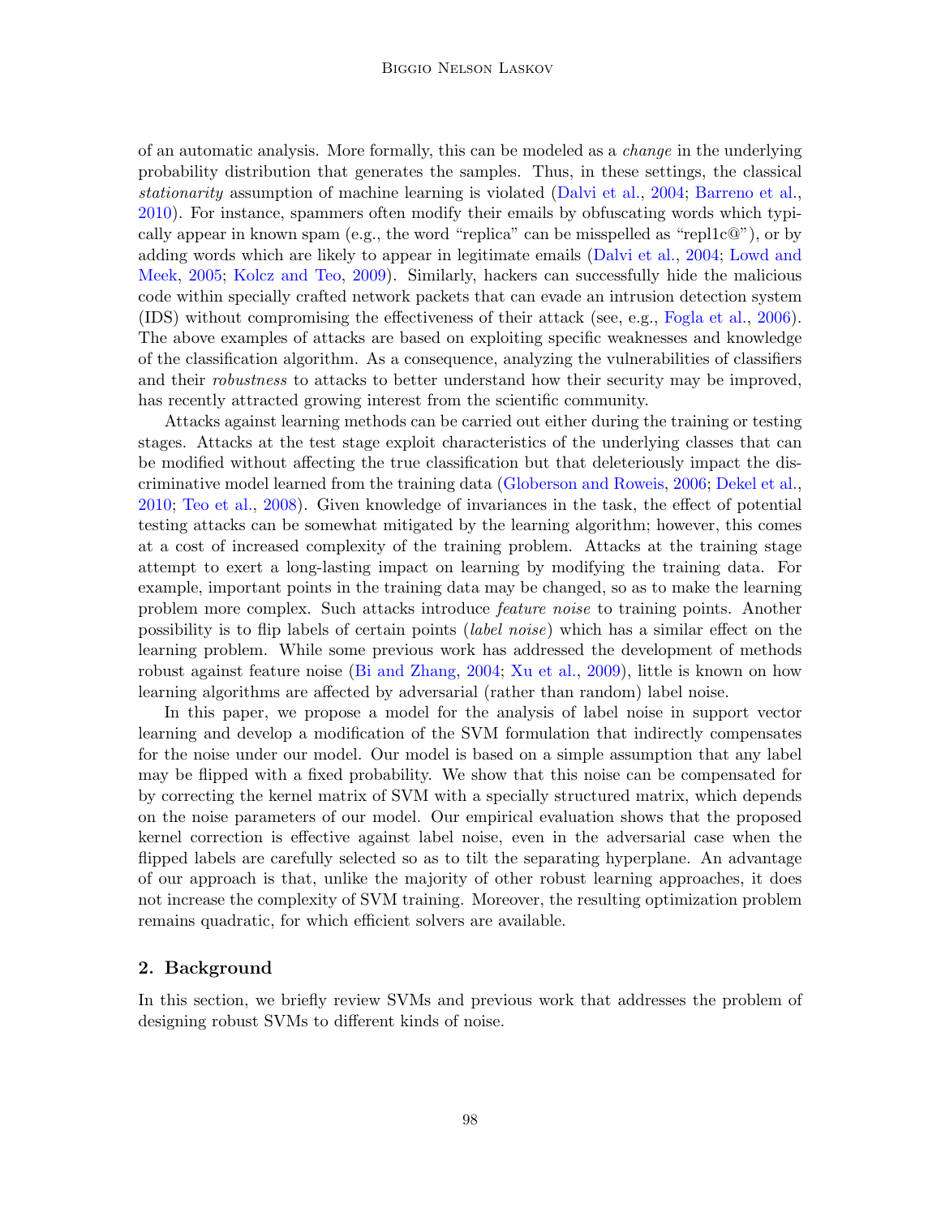of an automatic analysis. More formally, this can be modeled as a *change* in the underlying probability distribution that generates the samples. Thus, in these settings, the classical *stationarity* assumption of machine learning is violated (Dalvi et al., 2004; Barreno et al., 2010). For instance, spammers often modify their emails by obfuscating words which typically appear in known spam (e.g., the word "replica" can be misspelled as "repl1c@"), or by adding words which are likely to appear in legitimate emails (Dalvi et al., 2004; Lowd and Meek, 2005; Kolcz and Teo, 2009). Similarly, hackers can successfully hide the malicious code within specially crafted network packets that can evade an intrusion detection system (IDS) without compromising the effectiveness of their attack (see, e.g., Fogla et al., 2006). The above examples of attacks are based on exploiting specific weaknesses and knowledge of the classification algorithm. As a consequence, analyzing the vulnerabilities of classifiers and their *robustness* to attacks to better understand how their security may be improved, has recently attracted growing interest from the scientific community.

Attacks against learning methods can be carried out either during the training or testing stages. Attacks at the test stage exploit characteristics of the underlying classes that can be modified without affecting the true classification but that deleteriously impact the discriminative model learned from the training data (Globerson and Roweis, 2006; Dekel et al., 2010; Teo et al., 2008). Given knowledge of invariances in the task, the effect of potential testing attacks can be somewhat mitigated by the learning algorithm; however, this comes at a cost of increased complexity of the training problem. Attacks at the training stage attempt to exert a long-lasting impact on learning by modifying the training data. For example, important points in the training data may be changed, so as to make the learning problem more complex. Such attacks introduce *feature noise* to training points. Another possibility is to flip labels of certain points (*label noise*) which has a similar effect on the learning problem. While some previous work has addressed the development of methods robust against feature noise (Bi and Zhang, 2004; Xu et al., 2009), little is known on how learning algorithms are affected by adversarial (rather than random) label noise.

In this paper, we propose a model for the analysis of label noise in support vector learning and develop a modification of the SVM formulation that indirectly compensates for the noise under our model. Our model is based on a simple assumption that any label may be flipped with a fixed probability. We show that this noise can be compensated for by correcting the kernel matrix of SVM with a specially structured matrix, which depends on the noise parameters of our model. Our empirical evaluation shows that the proposed kernel correction is effective against label noise, even in the adversarial case when the flipped labels are carefully selected so as to tilt the separating hyperplane. An advantage of our approach is that, unlike the majority of other robust learning approaches, it does not increase the complexity of SVM training. Moreover, the resulting optimization problem remains quadratic, for which efficient solvers are available.

## 2. Background

In this section, we briefly review SVMs and previous work that addresses the problem of designing robust SVMs to different kinds of noise.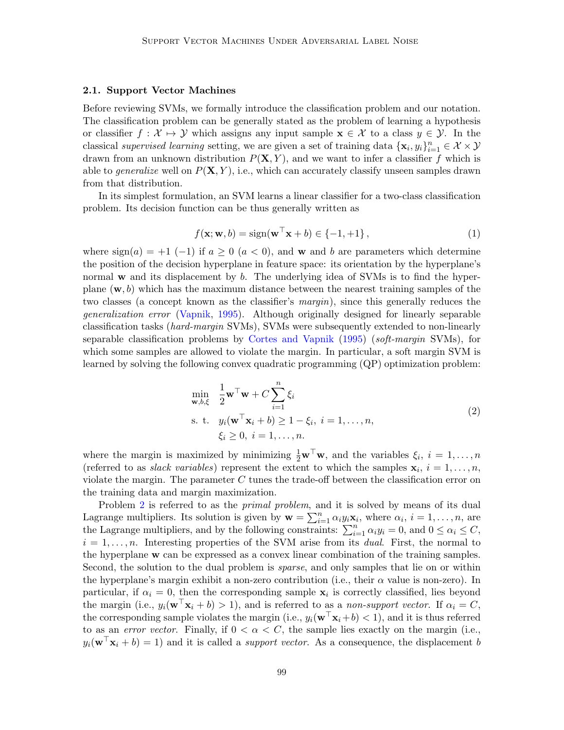### 2.1. Support Vector Machines

Before reviewing SVMs, we formally introduce the classification problem and our notation. The classification problem can be generally stated as the problem of learning a hypothesis or classifier $f : \mathcal{X} \mapsto \mathcal{Y}$ which assigns any input sample $\mathbf{x} \in \mathcal{X}$ to a class $y \in \mathcal{Y}$. In the classical *supervised learning* setting, we are given a set of training data $\{\mathbf{x}_i, y_i\}_{i=1}^n \in \mathcal{X} \times \mathcal{Y}$ drawn from an unknown distribution $P(\mathbf{X}, Y)$, and we want to infer a classifier $f$ which is able to *generalize* well on $P(\mathbf{X}, Y)$, i.e., which can accurately classify unseen samples drawn from that distribution.

In its simplest formulation, an SVM learns a linear classifier for a two-class classification problem. Its decision function can be thus generally written as

$$f(\mathbf{x}; \mathbf{w}, b) = \operatorname{sign}(\mathbf{w}^\top \mathbf{x} + b) \in \{-1, +1\}\,, \tag{1}$$

where $\operatorname{sign}(a) = +1$ $(-1)$ if $a \geq 0$ $(a < 0)$, and $\mathbf{w}$ and $b$ are parameters which determine the position of the decision hyperplane in feature space: its orientation by the hyperplane's normal $\mathbf{w}$ and its displacement by $b$. The underlying idea of SVMs is to find the hyperplane $(\mathbf{w}, b)$ which has the maximum distance between the nearest training samples of the two classes (a concept known as the classifier's *margin*), since this generally reduces the *generalization error* (Vapnik, 1995). Although originally designed for linearly separable classification tasks (*hard-margin* SVMs), SVMs were subsequently extended to non-linearly separable classification problems by Cortes and Vapnik (1995) (*soft-margin* SVMs), for which some samples are allowed to violate the margin. In particular, a soft margin SVM is learned by solving the following convex quadratic programming (QP) optimization problem:

$$\begin{aligned}
\min_{\mathbf{w}, b, \xi} \quad & \frac{1}{2}\mathbf{w}^\top \mathbf{w} + C \sum_{i=1}^{n} \xi_i \\
\text{s. t.} \quad & y_i(\mathbf{w}^\top \mathbf{x}_i + b) \geq 1 - \xi_i,\ i = 1, \ldots, n, \\
& \xi_i \geq 0,\ i = 1, \ldots, n.
\end{aligned} \tag{2}$$

where the margin is maximized by minimizing $\frac{1}{2}\mathbf{w}^\top \mathbf{w}$, and the variables $\xi_i$, $i = 1, \ldots, n$ (referred to as *slack variables*) represent the extent to which the samples $\mathbf{x}_i$, $i = 1, \ldots, n$, violate the margin. The parameter $C$ tunes the trade-off between the classification error on the training data and margin maximization.

Problem 2 is referred to as the *primal problem*, and it is solved by means of its dual Lagrange multipliers. Its solution is given by $\mathbf{w} = \sum_{i=1}^{n} \alpha_i y_i \mathbf{x}_i$, where $\alpha_i$, $i = 1, \ldots, n$, are the Lagrange multipliers, and by the following constraints: $\sum_{i=1}^{n} \alpha_i y_i = 0$, and $0 \leq \alpha_i \leq C$, $i = 1, \ldots, n$. Interesting properties of the SVM arise from its *dual*. First, the normal to the hyperplane $\mathbf{w}$ can be expressed as a convex linear combination of the training samples. Second, the solution to the dual problem is *sparse*, and only samples that lie on or within the hyperplane's margin exhibit a non-zero contribution (i.e., their $\alpha$ value is non-zero). In particular, if $\alpha_i = 0$, then the corresponding sample $\mathbf{x}_i$ is correctly classified, lies beyond the margin (i.e., $y_i(\mathbf{w}^\top \mathbf{x}_i + b) > 1$), and is referred to as a *non-support vector*. If $\alpha_i = C$, the corresponding sample violates the margin (i.e., $y_i(\mathbf{w}^\top \mathbf{x}_i + b) < 1$), and it is thus referred to as an *error vector*. Finally, if $0 < \alpha < C$, the sample lies exactly on the margin (i.e., $y_i(\mathbf{w}^\top \mathbf{x}_i + b) = 1$) and it is called a *support vector*. As a consequence, the displacement $b$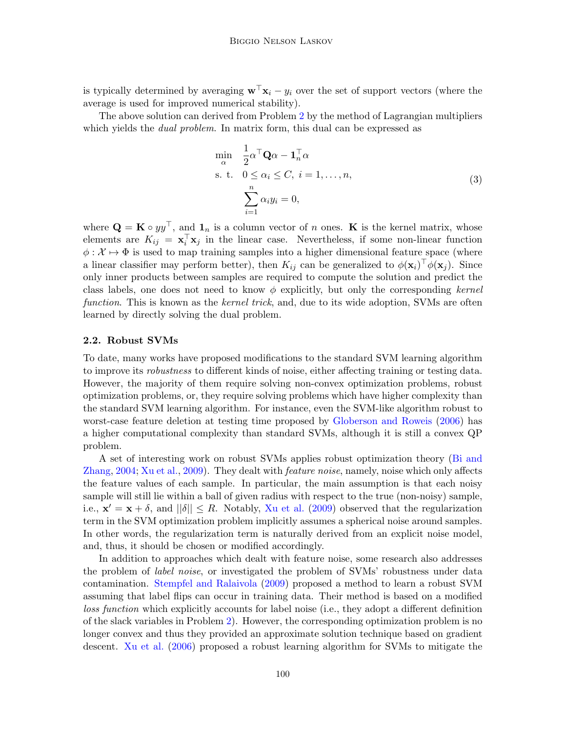is typically determined by averaging $\mathbf{w}^\top \mathbf{x}_i - y_i$ over the set of support vectors (where the average is used for improved numerical stability).

The above solution can derived from Problem 2 by the method of Lagrangian multipliers which yields the *dual problem*. In matrix form, this dual can be expressed as

$$
\begin{aligned}
\min_{\alpha} \quad & \frac{1}{2}\alpha^\top \mathbf{Q}\alpha - \mathbf{1}_n^\top \alpha \\
\text{s. t.} \quad & 0 \leq \alpha_i \leq C, \ i = 1, \ldots, n, \\
& \sum_{i=1}^{n} \alpha_i y_i = 0,
\end{aligned}
\tag{3}
$$

where $\mathbf{Q} = \mathbf{K} \circ yy^\top$, and $\mathbf{1}_n$ is a column vector of $n$ ones. $\mathbf{K}$ is the kernel matrix, whose elements are $K_{ij} = \mathbf{x}_i^\top \mathbf{x}_j$ in the linear case. Nevertheless, if some non-linear function $\phi : \mathcal{X} \mapsto \Phi$ is used to map training samples into a higher dimensional feature space (where a linear classifier may perform better), then $K_{ij}$ can be generalized to $\phi(\mathbf{x}_i)^\top \phi(\mathbf{x}_j)$. Since only inner products between samples are required to compute the solution and predict the class labels, one does not need to know $\phi$ explicitly, but only the corresponding *kernel function*. This is known as the *kernel trick*, and, due to its wide adoption, SVMs are often learned by directly solving the dual problem.

### 2.2. Robust SVMs

To date, many works have proposed modifications to the standard SVM learning algorithm to improve its *robustness* to different kinds of noise, either affecting training or testing data. However, the majority of them require solving non-convex optimization problems, robust optimization problems, or, they require solving problems which have higher complexity than the standard SVM learning algorithm. For instance, even the SVM-like algorithm robust to worst-case feature deletion at testing time proposed by Globerson and Roweis (2006) has a higher computational complexity than standard SVMs, although it is still a convex QP problem.

A set of interesting work on robust SVMs applies robust optimization theory (Bi and Zhang, 2004; Xu et al., 2009). They dealt with *feature noise*, namely, noise which only affects the feature values of each sample. In particular, the main assumption is that each noisy sample will still lie within a ball of given radius with respect to the true (non-noisy) sample, i.e., $\mathbf{x}' = \mathbf{x} + \delta$, and $||\delta|| \leq R$. Notably, Xu et al. (2009) observed that the regularization term in the SVM optimization problem implicitly assumes a spherical noise around samples. In other words, the regularization term is naturally derived from an explicit noise model, and, thus, it should be chosen or modified accordingly.

In addition to approaches which dealt with feature noise, some research also addresses the problem of *label noise*, or investigated the problem of SVMs' robustness under data contamination. Stempfel and Ralaivola (2009) proposed a method to learn a robust SVM assuming that label flips can occur in training data. Their method is based on a modified *loss function* which explicitly accounts for label noise (i.e., they adopt a different definition of the slack variables in Problem 2). However, the corresponding optimization problem is no longer convex and thus they provided an approximate solution technique based on gradient descent. Xu et al. (2006) proposed a robust learning algorithm for SVMs to mitigate the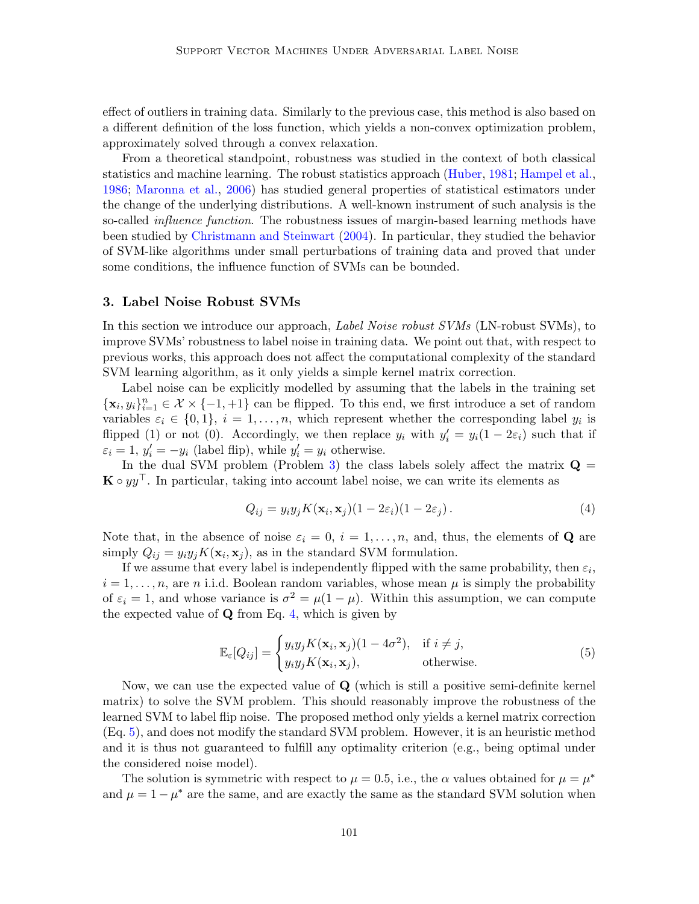effect of outliers in training data. Similarly to the previous case, this method is also based on a different definition of the loss function, which yields a non-convex optimization problem, approximately solved through a convex relaxation.

From a theoretical standpoint, robustness was studied in the context of both classical statistics and machine learning. The robust statistics approach (Huber, 1981; Hampel et al., 1986; Maronna et al., 2006) has studied general properties of statistical estimators under the change of the underlying distributions. A well-known instrument of such analysis is the so-called *influence function*. The robustness issues of margin-based learning methods have been studied by Christmann and Steinwart (2004). In particular, they studied the behavior of SVM-like algorithms under small perturbations of training data and proved that under some conditions, the influence function of SVMs can be bounded.

## 3. Label Noise Robust SVMs

In this section we introduce our approach, *Label Noise robust SVMs* (LN-robust SVMs), to improve SVMs' robustness to label noise in training data. We point out that, with respect to previous works, this approach does not affect the computational complexity of the standard SVM learning algorithm, as it only yields a simple kernel matrix correction.

Label noise can be explicitly modelled by assuming that the labels in the training set $\{\mathbf{x}_i, y_i\}_{i=1}^n \in \mathcal{X} \times \{-1, +1\}$ can be flipped. To this end, we first introduce a set of random variables $\varepsilon_i \in \{0, 1\}$, $i = 1, \ldots, n$, which represent whether the corresponding label $y_i$ is flipped (1) or not (0). Accordingly, we then replace $y_i$ with $y'_i = y_i(1 - 2\varepsilon_i)$ such that if $\varepsilon_i = 1$, $y'_i = -y_i$ (label flip), while $y'_i = y_i$ otherwise.

In the dual SVM problem (Problem 3) the class labels solely affect the matrix $\mathbf{Q} = \mathbf{K} \circ yy^\top$. In particular, taking into account label noise, we can write its elements as

$$Q_{ij} = y_i y_j K(\mathbf{x}_i, \mathbf{x}_j)(1 - 2\varepsilon_i)(1 - 2\varepsilon_j)\,. \tag{4}$$

Note that, in the absence of noise $\varepsilon_i = 0$, $i = 1, \ldots, n$, and, thus, the elements of $\mathbf{Q}$ are simply $Q_{ij} = y_i y_j K(\mathbf{x}_i, \mathbf{x}_j)$, as in the standard SVM formulation.

If we assume that every label is independently flipped with the same probability, then $\varepsilon_i$, $i = 1, \ldots, n$, are $n$ i.i.d. Boolean random variables, whose mean $\mu$ is simply the probability of $\varepsilon_i = 1$, and whose variance is $\sigma^2 = \mu(1 - \mu)$. Within this assumption, we can compute the expected value of $\mathbf{Q}$ from Eq. 4, which is given by

$$\mathbb{E}_\varepsilon[Q_{ij}] = \begin{cases} y_i y_j K(\mathbf{x}_i, \mathbf{x}_j)(1 - 4\sigma^2), & \text{if } i \neq j, \\ y_i y_j K(\mathbf{x}_i, \mathbf{x}_j), & \text{otherwise.} \end{cases} \tag{5}$$

Now, we can use the expected value of $\mathbf{Q}$ (which is still a positive semi-definite kernel matrix) to solve the SVM problem. This should reasonably improve the robustness of the learned SVM to label flip noise. The proposed method only yields a kernel matrix correction (Eq. 5), and does not modify the standard SVM problem. However, it is an heuristic method and it is thus not guaranteed to fulfill any optimality criterion (e.g., being optimal under the considered noise model).

The solution is symmetric with respect to $\mu = 0.5$, i.e., the $\alpha$ values obtained for $\mu = \mu^*$ and $\mu = 1 - \mu^*$ are the same, and are exactly the same as the standard SVM solution when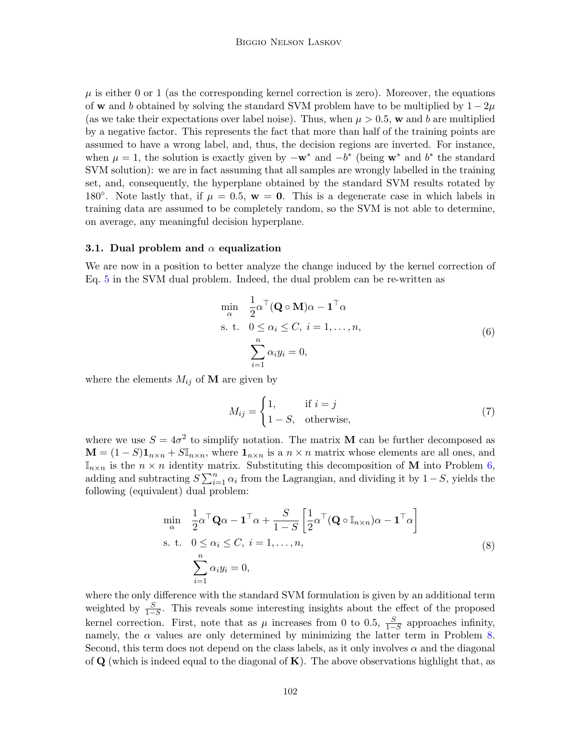$\mu$ is either 0 or 1 (as the corresponding kernel correction is zero). Moreover, the equations of $\mathbf{w}$ and $b$ obtained by solving the standard SVM problem have to be multiplied by $1 - 2\mu$ (as we take their expectations over label noise). Thus, when $\mu > 0.5$, $\mathbf{w}$ and $b$ are multiplied by a negative factor. This represents the fact that more than half of the training points are assumed to have a wrong label, and, thus, the decision regions are inverted. For instance, when $\mu = 1$, the solution is exactly given by $-\mathbf{w}^*$ and $-b^*$ (being $\mathbf{w}^*$ and $b^*$ the standard SVM solution): we are in fact assuming that all samples are wrongly labelled in the training set, and, consequently, the hyperplane obtained by the standard SVM results rotated by 180°. Note lastly that, if $\mu = 0.5$, $\mathbf{w} = \mathbf{0}$. This is a degenerate case in which labels in training data are assumed to be completely random, so the SVM is not able to determine, on average, any meaningful decision hyperplane.

### 3.1. Dual problem and $\alpha$ equalization

We are now in a position to better analyze the change induced by the kernel correction of Eq. 5 in the SVM dual problem. Indeed, the dual problem can be re-written as

$$
\begin{aligned}
\min_{\alpha} \quad & \frac{1}{2}\alpha^\top (\mathbf{Q} \circ \mathbf{M})\alpha - \mathbf{1}^\top \alpha \\
\text{s. t.} \quad & 0 \leq \alpha_i \leq C, \ i = 1, \ldots, n, \\
& \sum_{i=1}^{n} \alpha_i y_i = 0,
\end{aligned}
\tag{6}
$$

where the elements $M_{ij}$ of $\mathbf{M}$ are given by

$$
M_{ij} = \begin{cases} 1, & \text{if } i = j \\ 1 - S, & \text{otherwise,} \end{cases}
\tag{7}
$$

where we use $S = 4\sigma^2$ to simplify notation. The matrix $\mathbf{M}$ can be further decomposed as $\mathbf{M} = (1 - S)\mathbf{1}_{n \times n} + S\mathbb{I}_{n \times n}$, where $\mathbf{1}_{n \times n}$ is a $n \times n$ matrix whose elements are all ones, and $\mathbb{I}_{n \times n}$ is the $n \times n$ identity matrix. Substituting this decomposition of $\mathbf{M}$ into Problem 6, adding and subtracting $S \sum_{i=1}^{n} \alpha_i$ from the Lagrangian, and dividing it by $1 - S$, yields the following (equivalent) dual problem:

$$
\begin{aligned}
\min_{\alpha} \quad & \frac{1}{2}\alpha^\top \mathbf{Q}\alpha - \mathbf{1}^\top \alpha + \frac{S}{1 - S}\left[\frac{1}{2}\alpha^\top (\mathbf{Q} \circ \mathbb{I}_{n \times n})\alpha - \mathbf{1}^\top \alpha\right] \\
\text{s. t.} \quad & 0 \leq \alpha_i \leq C, \ i = 1, \ldots, n, \\
& \sum_{i=1}^{n} \alpha_i y_i = 0,
\end{aligned}
\tag{8}
$$

where the only difference with the standard SVM formulation is given by an additional term weighted by $\frac{S}{1-S}$. This reveals some interesting insights about the effect of the proposed kernel correction. First, note that as $\mu$ increases from 0 to 0.5, $\frac{S}{1-S}$ approaches infinity, namely, the $\alpha$ values are only determined by minimizing the latter term in Problem 8. Second, this term does not depend on the class labels, as it only involves $\alpha$ and the diagonal of $\mathbf{Q}$ (which is indeed equal to the diagonal of $\mathbf{K}$). The above observations highlight that, as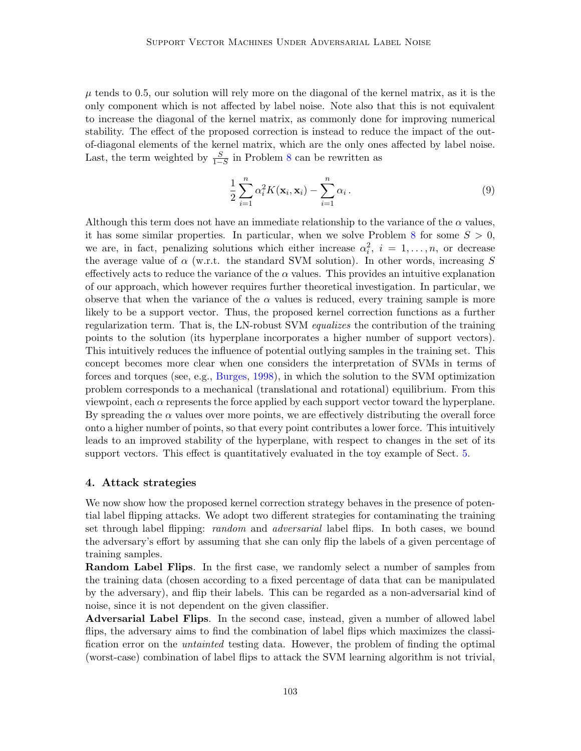$\mu$ tends to 0.5, our solution will rely more on the diagonal of the kernel matrix, as it is the only component which is not affected by label noise. Note also that this is not equivalent to increase the diagonal of the kernel matrix, as commonly done for improving numerical stability. The effect of the proposed correction is instead to reduce the impact of the out-of-diagonal elements of the kernel matrix, which are the only ones affected by label noise. Last, the term weighted by $\frac{S}{1-S}$ in Problem 8 can be rewritten as

$$\frac{1}{2}\sum_{i=1}^{n}\alpha_i^2 K(\mathbf{x}_i,\mathbf{x}_i) - \sum_{i=1}^{n}\alpha_i \,. \tag{9}$$

Although this term does not have an immediate relationship to the variance of the $\alpha$ values, it has some similar properties. In particular, when we solve Problem 8 for some $S > 0$, we are, in fact, penalizing solutions which either increase $\alpha_i^2$, $i = 1, \ldots, n$, or decrease the average value of $\alpha$ (w.r.t. the standard SVM solution). In other words, increasing $S$ effectively acts to reduce the variance of the $\alpha$ values. This provides an intuitive explanation of our approach, which however requires further theoretical investigation. In particular, we observe that when the variance of the $\alpha$ values is reduced, every training sample is more likely to be a support vector. Thus, the proposed kernel correction functions as a further regularization term. That is, the LN-robust SVM *equalizes* the contribution of the training points to the solution (its hyperplane incorporates a higher number of support vectors). This intuitively reduces the influence of potential outlying samples in the training set. This concept becomes more clear when one considers the interpretation of SVMs in terms of forces and torques (see, e.g., Burges, 1998), in which the solution to the SVM optimization problem corresponds to a mechanical (translational and rotational) equilibrium. From this viewpoint, each $\alpha$ represents the force applied by each support vector toward the hyperplane. By spreading the $\alpha$ values over more points, we are effectively distributing the overall force onto a higher number of points, so that every point contributes a lower force. This intuitively leads to an improved stability of the hyperplane, with respect to changes in the set of its support vectors. This effect is quantitatively evaluated in the toy example of Sect. 5.

## 4. Attack strategies

We now show how the proposed kernel correction strategy behaves in the presence of potential label flipping attacks. We adopt two different strategies for contaminating the training set through label flipping: *random* and *adversarial* label flips. In both cases, we bound the adversary's effort by assuming that she can only flip the labels of a given percentage of training samples.

**Random Label Flips**. In the first case, we randomly select a number of samples from the training data (chosen according to a fixed percentage of data that can be manipulated by the adversary), and flip their labels. This can be regarded as a non-adversarial kind of noise, since it is not dependent on the given classifier.

**Adversarial Label Flips**. In the second case, instead, given a number of allowed label flips, the adversary aims to find the combination of label flips which maximizes the classification error on the *untainted* testing data. However, the problem of finding the optimal (worst-case) combination of label flips to attack the SVM learning algorithm is not trivial,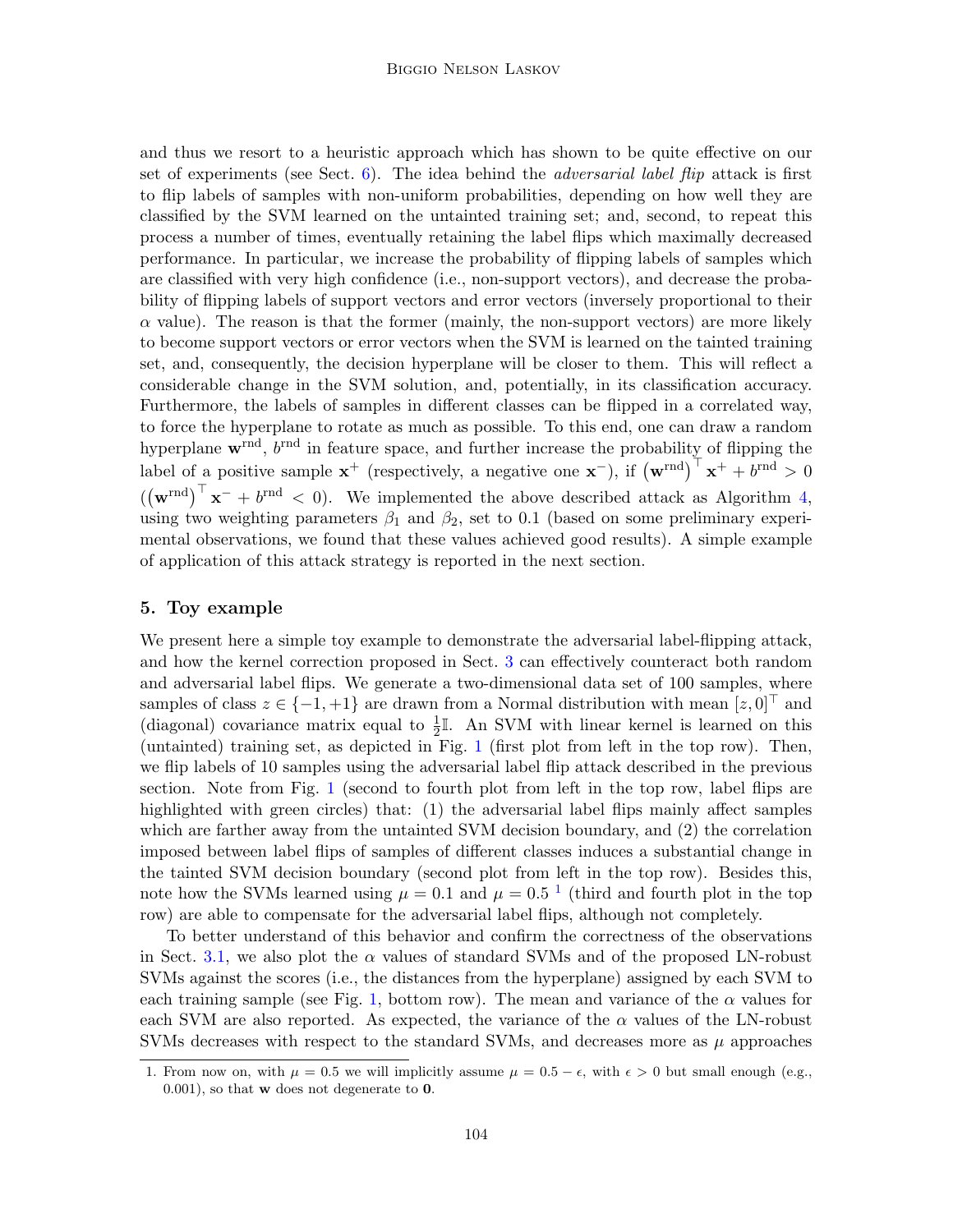and thus we resort to a heuristic approach which has shown to be quite effective on our set of experiments (see Sect. 6). The idea behind the *adversarial label flip* attack is first to flip labels of samples with non-uniform probabilities, depending on how well they are classified by the SVM learned on the untainted training set; and, second, to repeat this process a number of times, eventually retaining the label flips which maximally decreased performance. In particular, we increase the probability of flipping labels of samples which are classified with very high confidence (i.e., non-support vectors), and decrease the probability of flipping labels of support vectors and error vectors (inversely proportional to their $\alpha$ value). The reason is that the former (mainly, the non-support vectors) are more likely to become support vectors or error vectors when the SVM is learned on the tainted training set, and, consequently, the decision hyperplane will be closer to them. This will reflect a considerable change in the SVM solution, and, potentially, in its classification accuracy. Furthermore, the labels of samples in different classes can be flipped in a correlated way, to force the hyperplane to rotate as much as possible. To this end, one can draw a random hyperplane $\mathbf{w}^{\text{rnd}}$, $b^{\text{rnd}}$ in feature space, and further increase the probability of flipping the label of a positive sample $\mathbf{x}^{+}$ (respectively, a negative one $\mathbf{x}^{-}$), if $\left(\mathbf{w}^{\text{rnd}}\right)^{\top}\mathbf{x}^{+} + b^{\text{rnd}} > 0$ $(\left(\mathbf{w}^{\text{rnd}}\right)^{\top}\mathbf{x}^{-} + b^{\text{rnd}} < 0)$. We implemented the above described attack as Algorithm 4, using two weighting parameters $\beta_1$ and $\beta_2$, set to 0.1 (based on some preliminary experimental observations, we found that these values achieved good results). A simple example of application of this attack strategy is reported in the next section.

## 5. Toy example

We present here a simple toy example to demonstrate the adversarial label-flipping attack, and how the kernel correction proposed in Sect. 3 can effectively counteract both random and adversarial label flips. We generate a two-dimensional data set of 100 samples, where samples of class $z \in \{-1, +1\}$ are drawn from a Normal distribution with mean $[z, 0]^{\top}$ and (diagonal) covariance matrix equal to $\frac{1}{2}\mathbb{I}$. An SVM with linear kernel is learned on this (untainted) training set, as depicted in Fig. 1 (first plot from left in the top row). Then, we flip labels of 10 samples using the adversarial label flip attack described in the previous section. Note from Fig. 1 (second to fourth plot from left in the top row, label flips are highlighted with green circles) that: (1) the adversarial label flips mainly affect samples which are farther away from the untainted SVM decision boundary, and (2) the correlation imposed between label flips of samples of different classes induces a substantial change in the tainted SVM decision boundary (second plot from left in the top row). Besides this, note how the SVMs learned using $\mu = 0.1$ and $\mu = 0.5$ [1] (third and fourth plot in the top row) are able to compensate for the adversarial label flips, although not completely.

To better understand of this behavior and confirm the correctness of the observations in Sect. 3.1, we also plot the $\alpha$ values of standard SVMs and of the proposed LN-robust SVMs against the scores (i.e., the distances from the hyperplane) assigned by each SVM to each training sample (see Fig. 1, bottom row). The mean and variance of the $\alpha$ values for each SVM are also reported. As expected, the variance of the $\alpha$ values of the LN-robust SVMs decreases with respect to the standard SVMs, and decreases more as $\mu$ approaches

1. From now on, with $\mu = 0.5$ we will implicitly assume $\mu = 0.5 - \epsilon$, with $\epsilon > 0$ but small enough (e.g., 0.001), so that $\mathbf{w}$ does not degenerate to $\mathbf{0}$.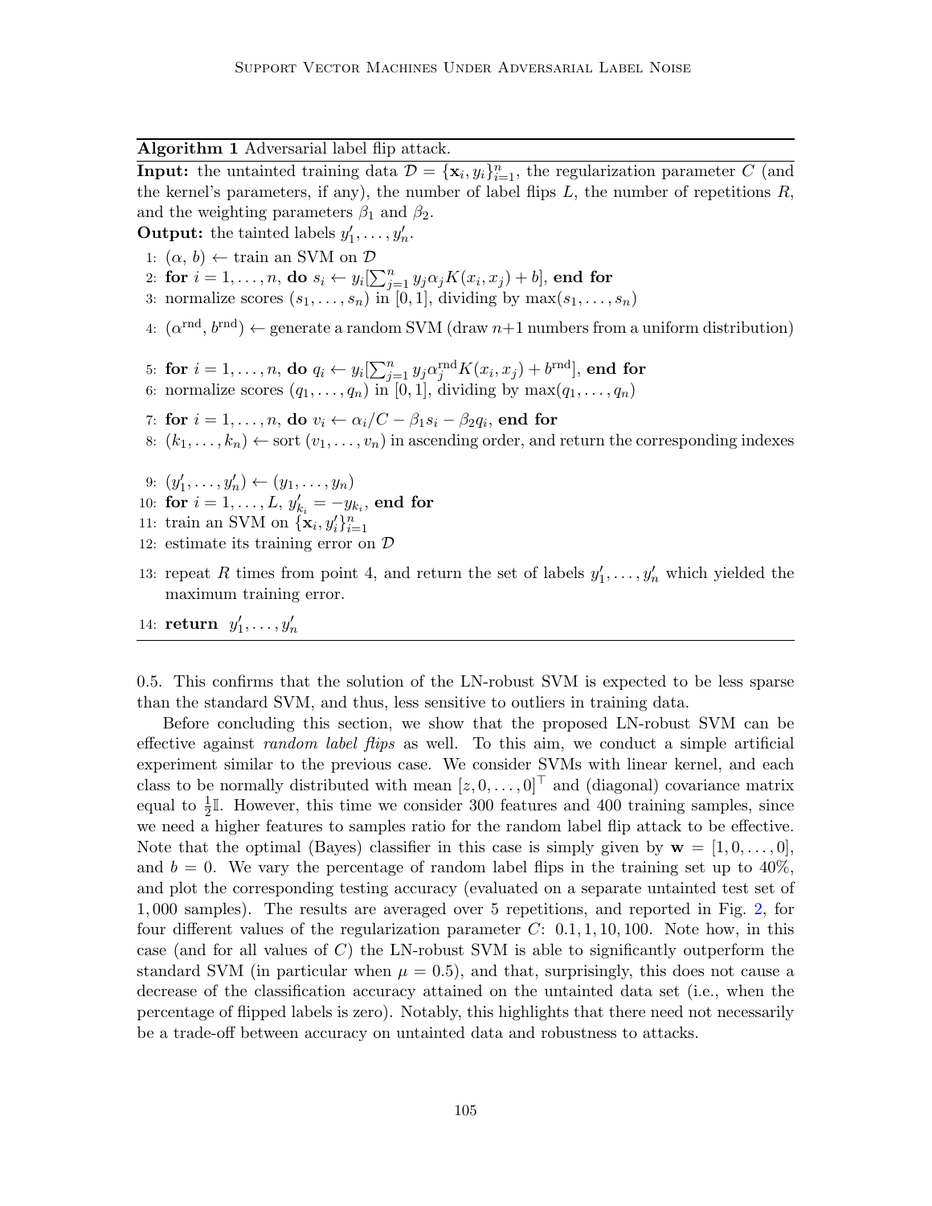**Algorithm 1** Adversarial label flip attack.

**Input:** the untainted training data $\mathcal{D} = \{\mathbf{x}_i, y_i\}_{i=1}^n$, the regularization parameter $C$ (and the kernel's parameters, if any), the number of label flips $L$, the number of repetitions $R$, and the weighting parameters $\beta_1$ and $\beta_2$.

**Output:** the tainted labels $y'_1, \ldots, y'_n$.

1: $(\alpha, b) \leftarrow$ train an SVM on $\mathcal{D}$
2: **for** $i = 1, \ldots, n$, **do** $s_i \leftarrow y_i[\sum_{j=1}^n y_j \alpha_j K(x_i, x_j) + b]$, **end for**
3: normalize scores $(s_1, \ldots, s_n)$ in $[0, 1]$, dividing by $\max(s_1, \ldots, s_n)$
4: $(\alpha^{\text{rnd}}, b^{\text{rnd}}) \leftarrow$ generate a random SVM (draw $n+1$ numbers from a uniform distribution)
5: **for** $i = 1, \ldots, n$, **do** $q_i \leftarrow y_i[\sum_{j=1}^n y_j \alpha_j^{\text{rnd}} K(x_i, x_j) + b^{\text{rnd}}]$, **end for**
6: normalize scores $(q_1, \ldots, q_n)$ in $[0, 1]$, dividing by $\max(q_1, \ldots, q_n)$
7: **for** $i = 1, \ldots, n$, **do** $v_i \leftarrow \alpha_i / C - \beta_1 s_i - \beta_2 q_i$, **end for**
8: $(k_1, \ldots, k_n) \leftarrow$ sort $(v_1, \ldots, v_n)$ in ascending order, and return the corresponding indexes
9: $(y'_1, \ldots, y'_n) \leftarrow (y_1, \ldots, y_n)$
10: **for** $i = 1, \ldots, L$, $y'_{k_i} = -y_{k_i}$, **end for**
11: train an SVM on $\{\mathbf{x}_i, y'_i\}_{i=1}^n$
12: estimate its training error on $\mathcal{D}$
13: repeat $R$ times from point 4, and return the set of labels $y'_1, \ldots, y'_n$ which yielded the maximum training error.
14: **return** $y'_1, \ldots, y'_n$

0.5. This confirms that the solution of the LN-robust SVM is expected to be less sparse than the standard SVM, and thus, less sensitive to outliers in training data.

Before concluding this section, we show that the proposed LN-robust SVM can be effective against *random label flips* as well. To this aim, we conduct a simple artificial experiment similar to the previous case. We consider SVMs with linear kernel, and each class to be normally distributed with mean $[z, 0, \ldots, 0]^\top$ and (diagonal) covariance matrix equal to $\frac{1}{2}\mathbb{I}$. However, this time we consider 300 features and 400 training samples, since we need a higher features to samples ratio for the random label flip attack to be effective. Note that the optimal (Bayes) classifier in this case is simply given by $\mathbf{w} = [1, 0, \ldots, 0]$, and $b = 0$. We vary the percentage of random label flips in the training set up to 40%, and plot the corresponding testing accuracy (evaluated on a separate untainted test set of 1,000 samples). The results are averaged over 5 repetitions, and reported in Fig. 2, for four different values of the regularization parameter $C$: 0.1, 1, 10, 100. Note how, in this case (and for all values of $C$) the LN-robust SVM is able to significantly outperform the standard SVM (in particular when $\mu = 0.5$), and that, surprisingly, this does not cause a decrease of the classification accuracy attained on the untainted data set (i.e., when the percentage of flipped labels is zero). Notably, this highlights that there need not necessarily be a trade-off between accuracy on untainted data and robustness to attacks.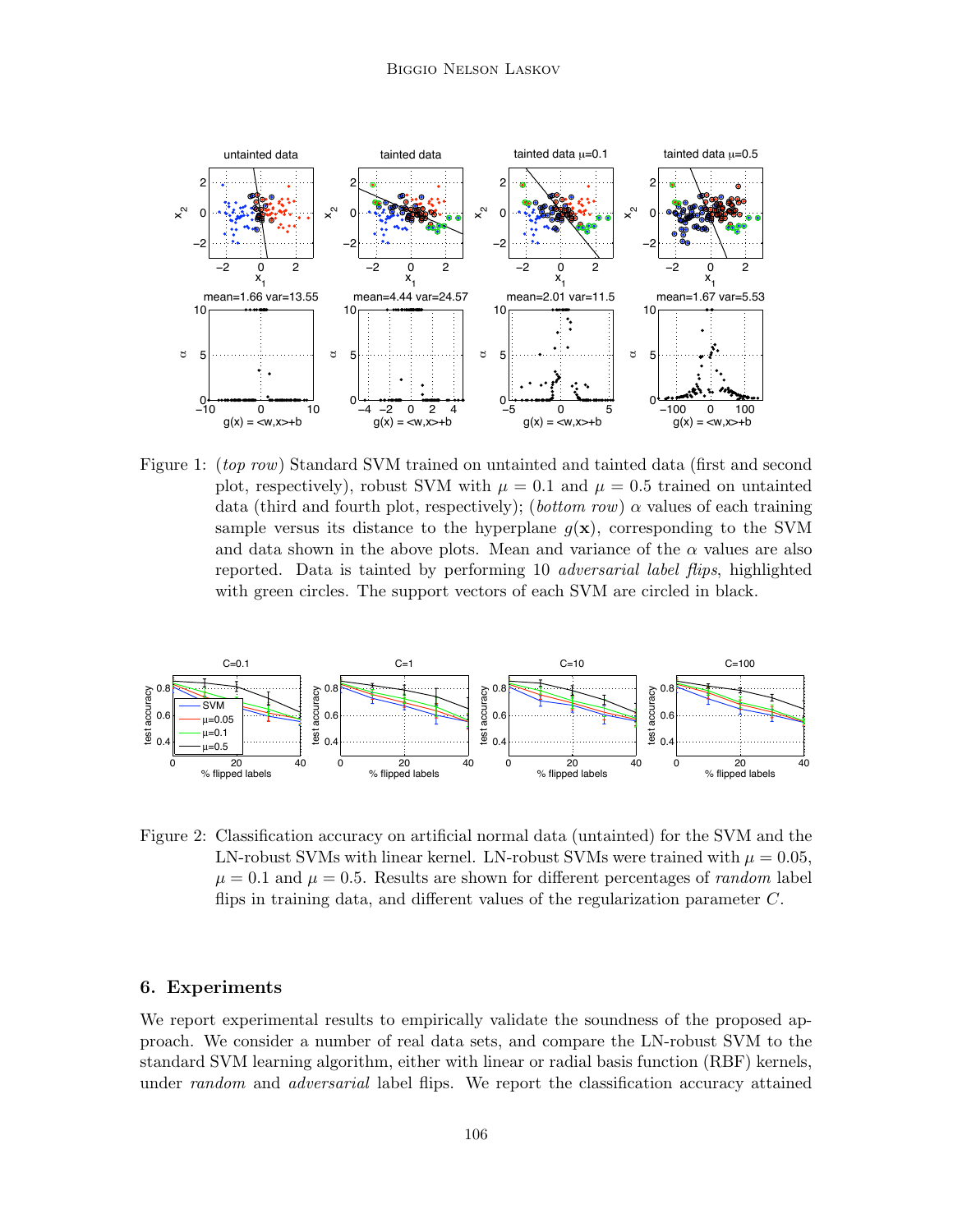Figure 1: (*top row*) Standard SVM trained on untainted and tainted data (first and second plot, respectively), robust SVM with $\mu = 0.1$ and $\mu = 0.5$ trained on untainted data (third and fourth plot, respectively); (*bottom row*) $\alpha$ values of each training sample versus its distance to the hyperplane $g(\mathbf{x})$, corresponding to the SVM and data shown in the above plots. Mean and variance of the $\alpha$ values are also reported. Data is tainted by performing 10 *adversarial label flips*, highlighted with green circles. The support vectors of each SVM are circled in black.

Figure 2: Classification accuracy on artificial normal data (untainted) for the SVM and the LN-robust SVMs with linear kernel. LN-robust SVMs were trained with $\mu = 0.05$, $\mu = 0.1$ and $\mu = 0.5$. Results are shown for different percentages of *random* label flips in training data, and different values of the regularization parameter $C$.

## 6. Experiments

We report experimental results to empirically validate the soundness of the proposed approach. We consider a number of real data sets, and compare the LN-robust SVM to the standard SVM learning algorithm, either with linear or radial basis function (RBF) kernels, under *random* and *adversarial* label flips. We report the classification accuracy attained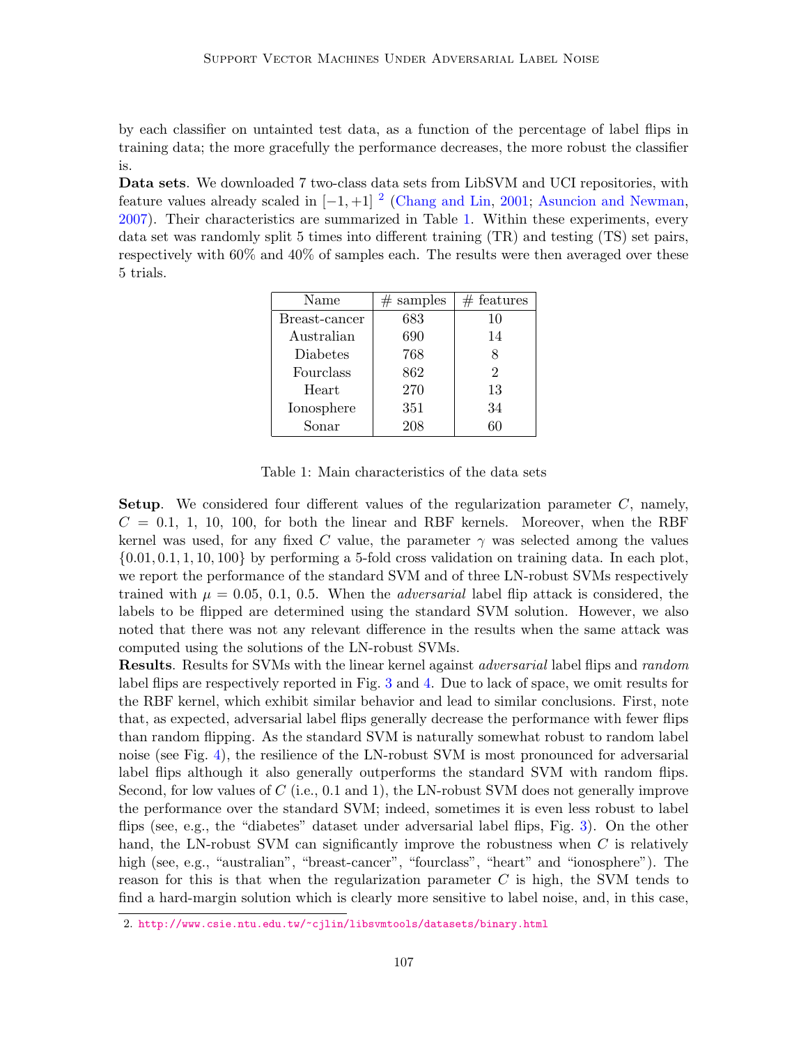by each classifier on untainted test data, as a function of the percentage of label flips in training data; the more gracefully the performance decreases, the more robust the classifier is.

**Data sets**. We downloaded 7 two-class data sets from LibSVM and UCI repositories, with feature values already scaled in $[-1, +1]$ [2] (Chang and Lin, 2001; Asuncion and Newman, 2007). Their characteristics are summarized in Table 1. Within these experiments, every data set was randomly split 5 times into different training (TR) and testing (TS) set pairs, respectively with 60% and 40% of samples each. The results were then averaged over these 5 trials.

| Name | # samples | # features |
|---|---|---|
| Breast-cancer | 683 | 10 |
| Australian | 690 | 14 |
| Diabetes | 768 | 8 |
| Fourclass | 862 | 2 |
| Heart | 270 | 13 |
| Ionosphere | 351 | 34 |
| Sonar | 208 | 60 |

Table 1: Main characteristics of the data sets

**Setup**. We considered four different values of the regularization parameter $C$, namely, $C = 0.1, 1, 10, 100$, for both the linear and RBF kernels. Moreover, when the RBF kernel was used, for any fixed $C$ value, the parameter $\gamma$ was selected among the values $\{0.01, 0.1, 1, 10, 100\}$ by performing a 5-fold cross validation on training data. In each plot, we report the performance of the standard SVM and of three LN-robust SVMs respectively trained with $\mu = 0.05,\ 0.1,\ 0.5$. When the *adversarial* label flip attack is considered, the labels to be flipped are determined using the standard SVM solution. However, we also noted that there was not any relevant difference in the results when the same attack was computed using the solutions of the LN-robust SVMs.

**Results**. Results for SVMs with the linear kernel against *adversarial* label flips and *random* label flips are respectively reported in Fig. 3 and 4. Due to lack of space, we omit results for the RBF kernel, which exhibit similar behavior and lead to similar conclusions. First, note that, as expected, adversarial label flips generally decrease the performance with fewer flips than random flipping. As the standard SVM is naturally somewhat robust to random label noise (see Fig. 4), the resilience of the LN-robust SVM is most pronounced for adversarial label flips although it also generally outperforms the standard SVM with random flips. Second, for low values of $C$ (i.e., 0.1 and 1), the LN-robust SVM does not generally improve the performance over the standard SVM; indeed, sometimes it is even less robust to label flips (see, e.g., the "diabetes" dataset under adversarial label flips, Fig. 3). On the other hand, the LN-robust SVM can significantly improve the robustness when $C$ is relatively high (see, e.g., "australian", "breast-cancer", "fourclass", "heart" and "ionosphere"). The reason for this is that when the regularization parameter $C$ is high, the SVM tends to find a hard-margin solution which is clearly more sensitive to label noise, and, in this case,

2. http://www.csie.ntu.edu.tw/~cjlin/libsvmtools/datasets/binary.html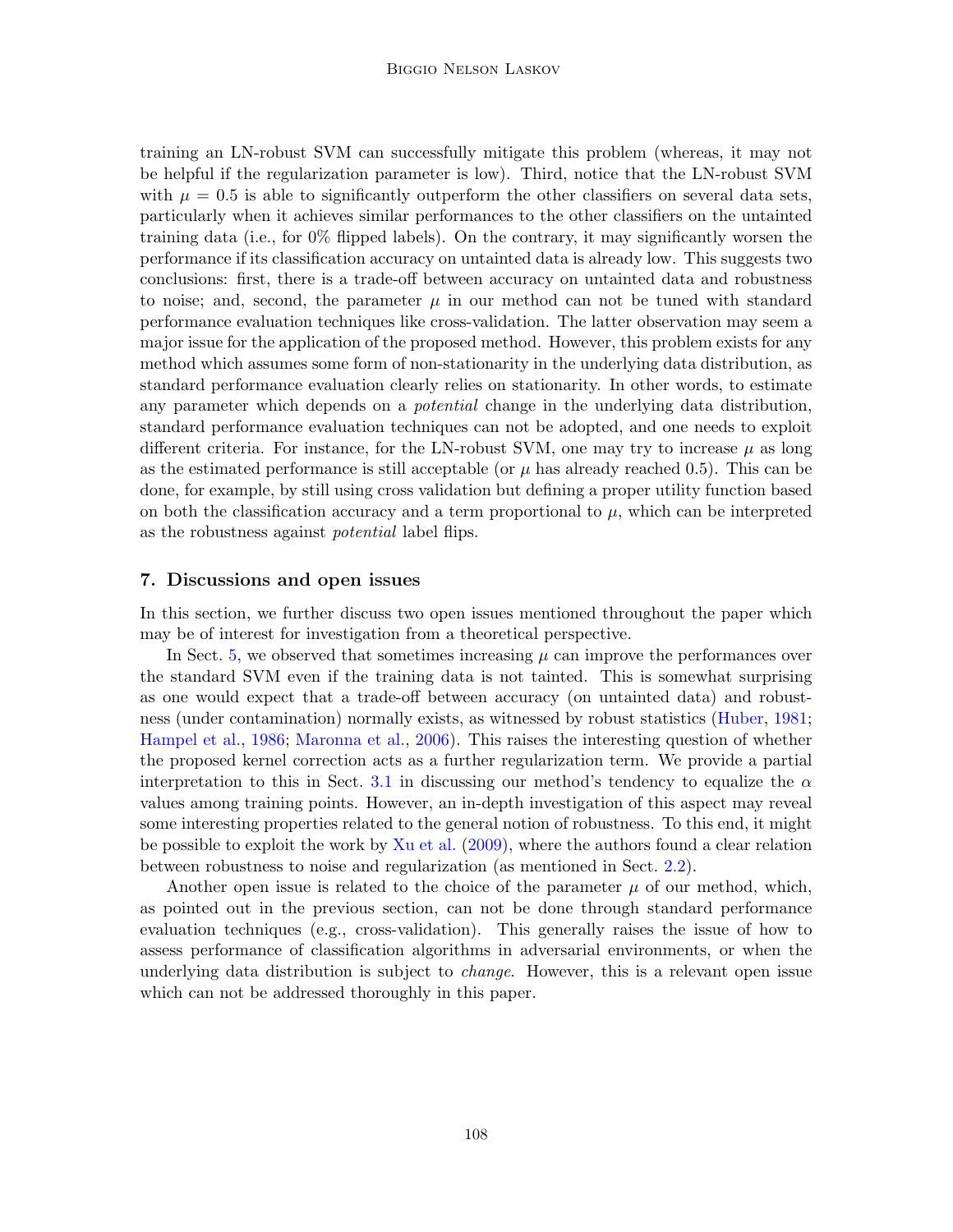training an LN-robust SVM can successfully mitigate this problem (whereas, it may not be helpful if the regularization parameter is low). Third, notice that the LN-robust SVM with $\mu = 0.5$ is able to significantly outperform the other classifiers on several data sets, particularly when it achieves similar performances to the other classifiers on the untainted training data (i.e., for 0% flipped labels). On the contrary, it may significantly worsen the performance if its classification accuracy on untainted data is already low. This suggests two conclusions: first, there is a trade-off between accuracy on untainted data and robustness to noise; and, second, the parameter $\mu$ in our method can not be tuned with standard performance evaluation techniques like cross-validation. The latter observation may seem a major issue for the application of the proposed method. However, this problem exists for any method which assumes some form of non-stationarity in the underlying data distribution, as standard performance evaluation clearly relies on stationarity. In other words, to estimate any parameter which depends on a *potential* change in the underlying data distribution, standard performance evaluation techniques can not be adopted, and one needs to exploit different criteria. For instance, for the LN-robust SVM, one may try to increase $\mu$ as long as the estimated performance is still acceptable (or $\mu$ has already reached 0.5). This can be done, for example, by still using cross validation but defining a proper utility function based on both the classification accuracy and a term proportional to $\mu$, which can be interpreted as the robustness against *potential* label flips.

## 7. Discussions and open issues

In this section, we further discuss two open issues mentioned throughout the paper which may be of interest for investigation from a theoretical perspective.

In Sect. 5, we observed that sometimes increasing $\mu$ can improve the performances over the standard SVM even if the training data is not tainted. This is somewhat surprising as one would expect that a trade-off between accuracy (on untainted data) and robustness (under contamination) normally exists, as witnessed by robust statistics (Huber, 1981; Hampel et al., 1986; Maronna et al., 2006). This raises the interesting question of whether the proposed kernel correction acts as a further regularization term. We provide a partial interpretation to this in Sect. 3.1 in discussing our method's tendency to equalize the $\alpha$ values among training points. However, an in-depth investigation of this aspect may reveal some interesting properties related to the general notion of robustness. To this end, it might be possible to exploit the work by Xu et al. (2009), where the authors found a clear relation between robustness to noise and regularization (as mentioned in Sect. 2.2).

Another open issue is related to the choice of the parameter $\mu$ of our method, which, as pointed out in the previous section, can not be done through standard performance evaluation techniques (e.g., cross-validation). This generally raises the issue of how to assess performance of classification algorithms in adversarial environments, or when the underlying data distribution is subject to *change*. However, this is a relevant open issue which can not be addressed thoroughly in this paper.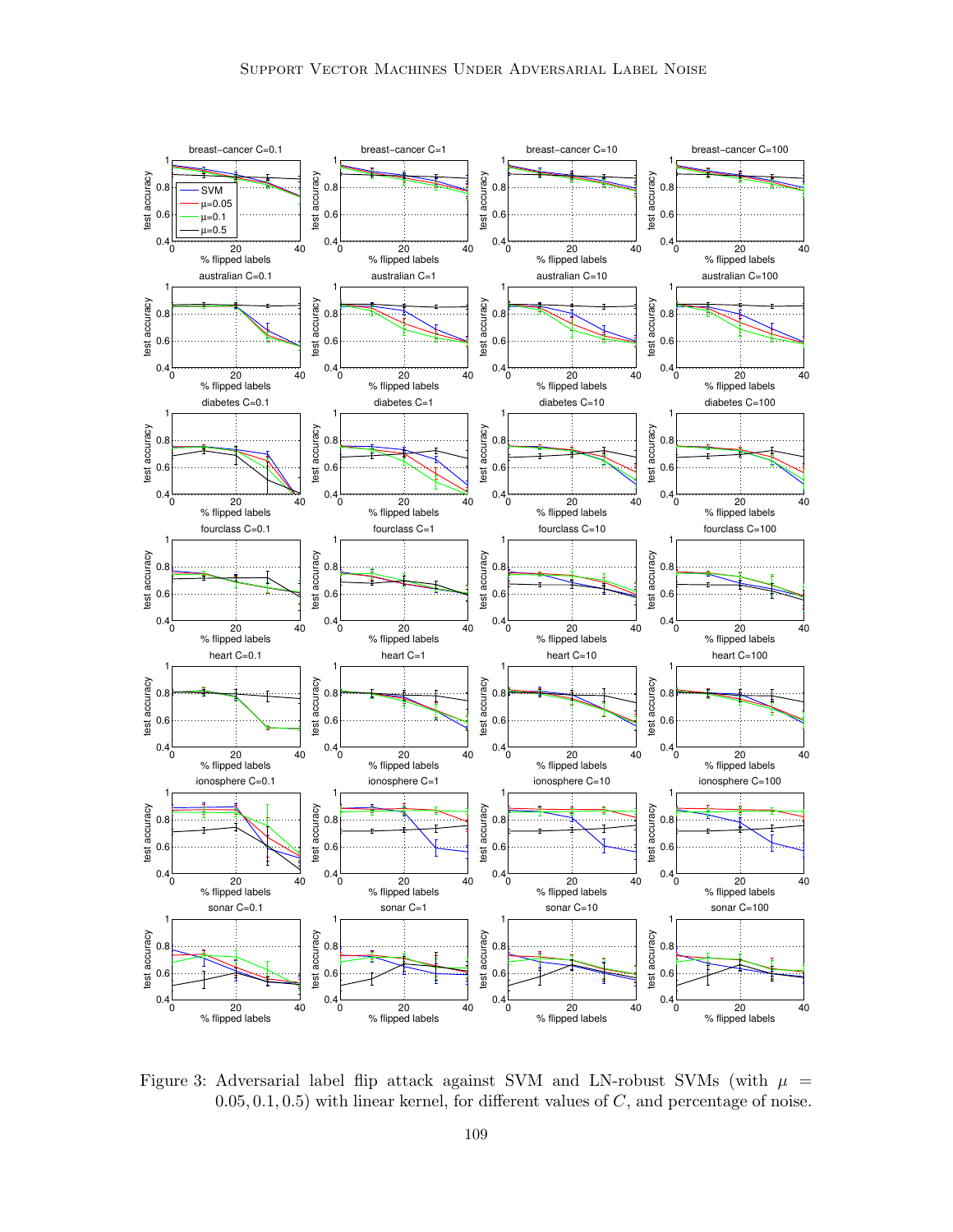Figure 3: Adversarial label flip attack against SVM and LN-robust SVMs (with $\mu = 0.05, 0.1, 0.5$) with linear kernel, for different values of $C$, and percentage of noise.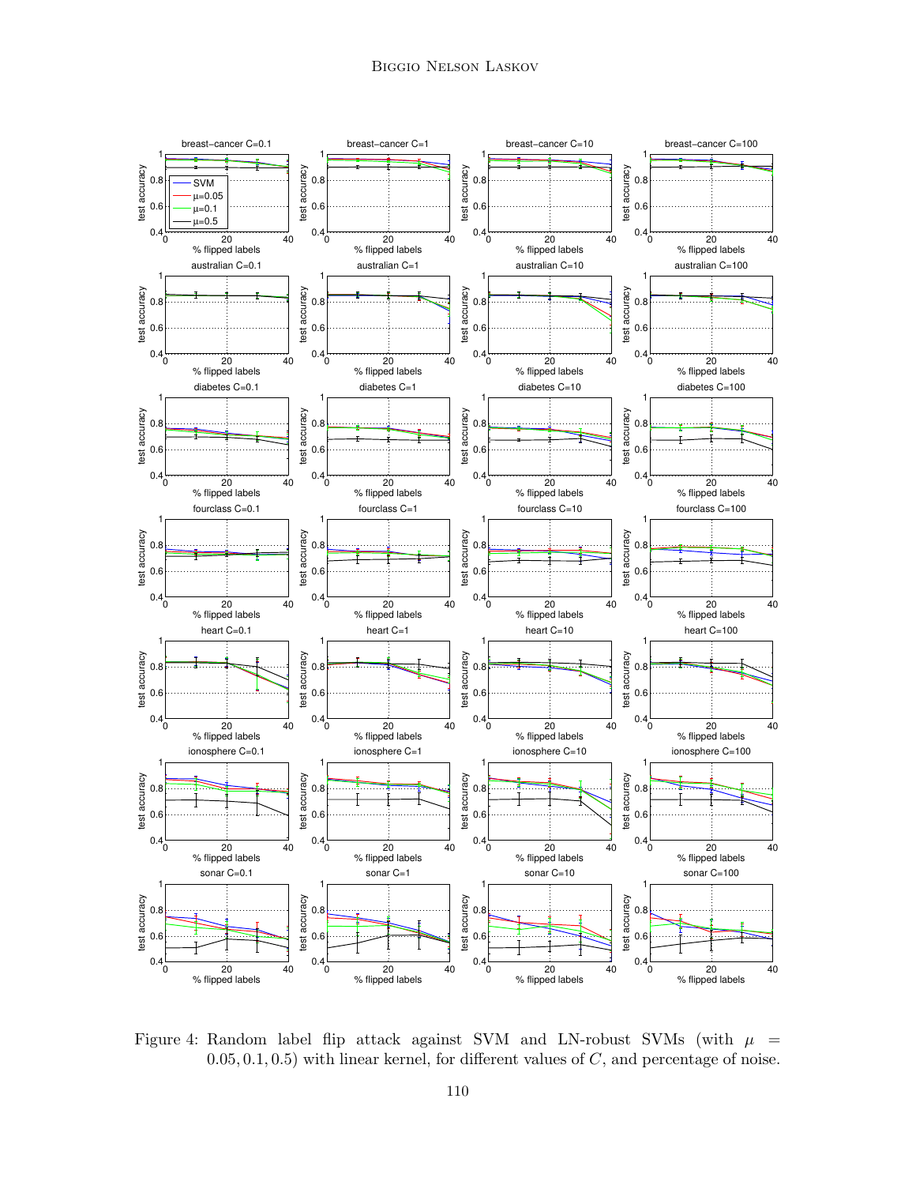Figure 4: Random label flip attack against SVM and LN-robust SVMs (with $\mu = 0.05, 0.1, 0.5$) with linear kernel, for different values of $C$, and percentage of noise.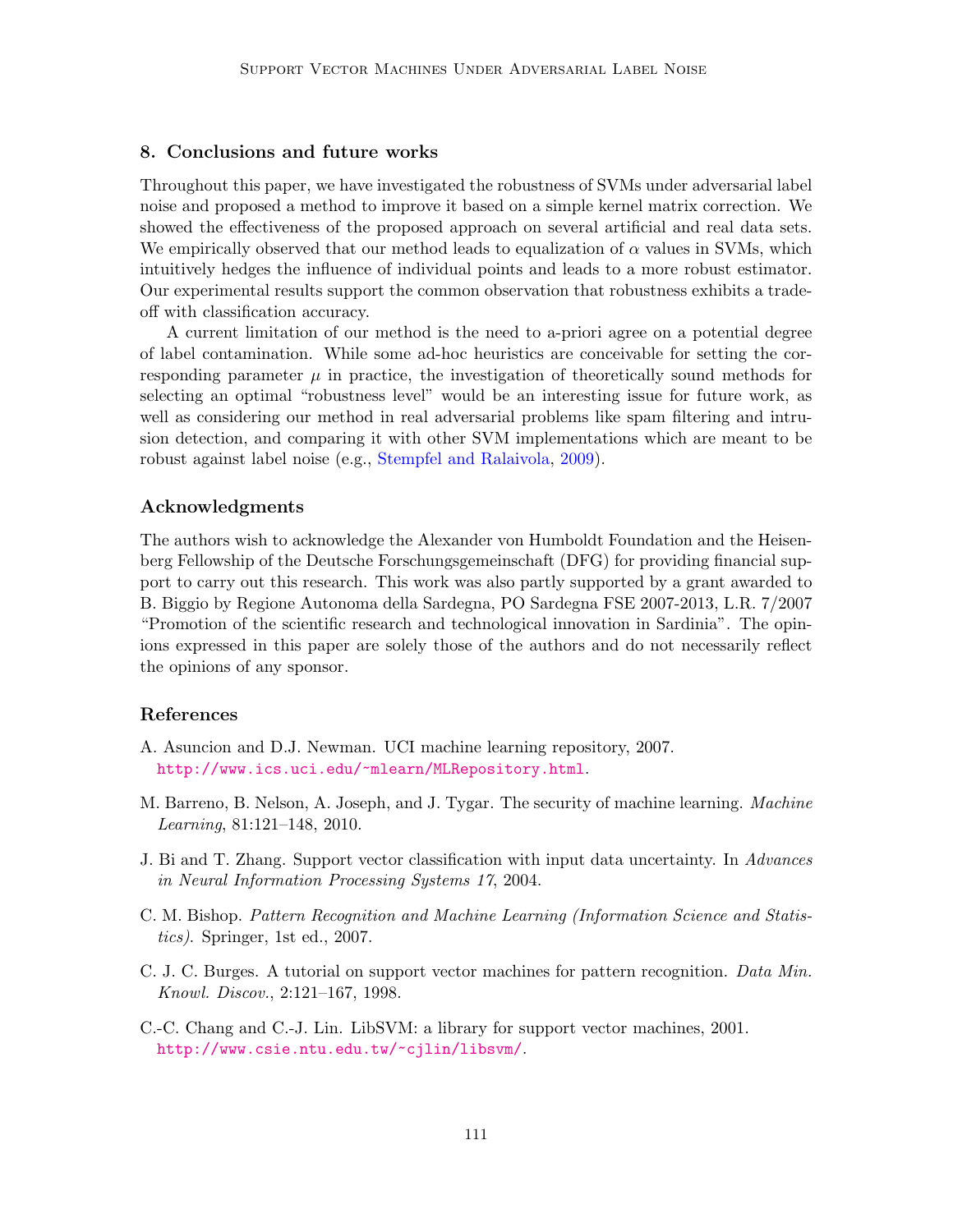## 8. Conclusions and future works

Throughout this paper, we have investigated the robustness of SVMs under adversarial label noise and proposed a method to improve it based on a simple kernel matrix correction. We showed the effectiveness of the proposed approach on several artificial and real data sets. We empirically observed that our method leads to equalization of $\alpha$ values in SVMs, which intuitively hedges the influence of individual points and leads to a more robust estimator. Our experimental results support the common observation that robustness exhibits a trade-off with classification accuracy.

A current limitation of our method is the need to a-priori agree on a potential degree of label contamination. While some ad-hoc heuristics are conceivable for setting the corresponding parameter $\mu$ in practice, the investigation of theoretically sound methods for selecting an optimal "robustness level" would be an interesting issue for future work, as well as considering our method in real adversarial problems like spam filtering and intrusion detection, and comparing it with other SVM implementations which are meant to be robust against label noise (e.g., Stempfel and Ralaivola, 2009).

## Acknowledgments

The authors wish to acknowledge the Alexander von Humboldt Foundation and the Heisenberg Fellowship of the Deutsche Forschungsgemeinschaft (DFG) for providing financial support to carry out this research. This work was also partly supported by a grant awarded to B. Biggio by Regione Autonoma della Sardegna, PO Sardegna FSE 2007-2013, L.R. 7/2007 "Promotion of the scientific research and technological innovation in Sardinia". The opinions expressed in this paper are solely those of the authors and do not necessarily reflect the opinions of any sponsor.

## References

A. Asuncion and D.J. Newman. UCI machine learning repository, 2007. http://www.ics.uci.edu/~mlearn/MLRepository.html.

M. Barreno, B. Nelson, A. Joseph, and J. Tygar. The security of machine learning. *Machine Learning*, 81:121–148, 2010.

J. Bi and T. Zhang. Support vector classification with input data uncertainty. In *Advances in Neural Information Processing Systems 17*, 2004.

C. M. Bishop. *Pattern Recognition and Machine Learning (Information Science and Statistics)*. Springer, 1st ed., 2007.

C. J. C. Burges. A tutorial on support vector machines for pattern recognition. *Data Min. Knowl. Discov.*, 2:121–167, 1998.

C.-C. Chang and C.-J. Lin. LibSVM: a library for support vector machines, 2001. http://www.csie.ntu.edu.tw/~cjlin/libsvm/.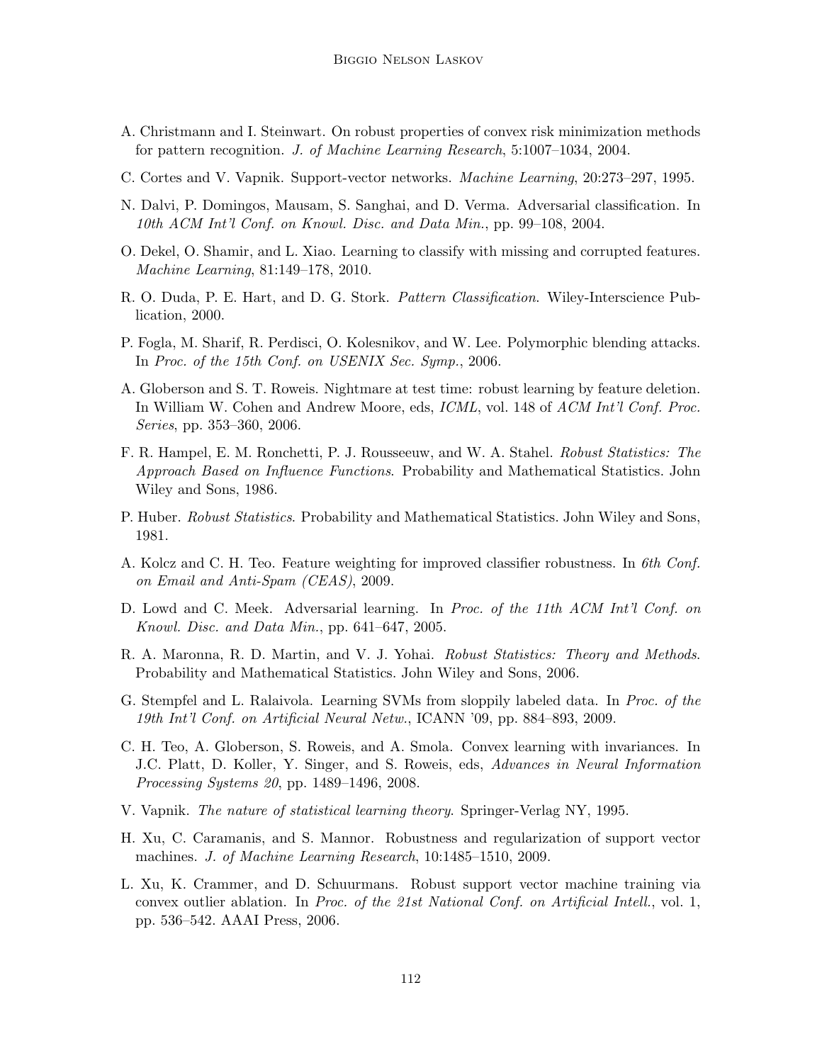A. Christmann and I. Steinwart. On robust properties of convex risk minimization methods for pattern recognition. *J. of Machine Learning Research*, 5:1007–1034, 2004.

C. Cortes and V. Vapnik. Support-vector networks. *Machine Learning*, 20:273–297, 1995.

N. Dalvi, P. Domingos, Mausam, S. Sanghai, and D. Verma. Adversarial classification. In *10th ACM Int'l Conf. on Knowl. Disc. and Data Min.*, pp. 99–108, 2004.

O. Dekel, O. Shamir, and L. Xiao. Learning to classify with missing and corrupted features. *Machine Learning*, 81:149–178, 2010.

R. O. Duda, P. E. Hart, and D. G. Stork. *Pattern Classification*. Wiley-Interscience Publication, 2000.

P. Fogla, M. Sharif, R. Perdisci, O. Kolesnikov, and W. Lee. Polymorphic blending attacks. In *Proc. of the 15th Conf. on USENIX Sec. Symp.*, 2006.

A. Globerson and S. T. Roweis. Nightmare at test time: robust learning by feature deletion. In William W. Cohen and Andrew Moore, eds, *ICML*, vol. 148 of *ACM Int'l Conf. Proc. Series*, pp. 353–360, 2006.

F. R. Hampel, E. M. Ronchetti, P. J. Rousseeuw, and W. A. Stahel. *Robust Statistics: The Approach Based on Influence Functions*. Probability and Mathematical Statistics. John Wiley and Sons, 1986.

P. Huber. *Robust Statistics*. Probability and Mathematical Statistics. John Wiley and Sons, 1981.

A. Kolcz and C. H. Teo. Feature weighting for improved classifier robustness. In *6th Conf. on Email and Anti-Spam (CEAS)*, 2009.

D. Lowd and C. Meek. Adversarial learning. In *Proc. of the 11th ACM Int'l Conf. on Knowl. Disc. and Data Min.*, pp. 641–647, 2005.

R. A. Maronna, R. D. Martin, and V. J. Yohai. *Robust Statistics: Theory and Methods*. Probability and Mathematical Statistics. John Wiley and Sons, 2006.

G. Stempfel and L. Ralaivola. Learning SVMs from sloppily labeled data. In *Proc. of the 19th Int'l Conf. on Artificial Neural Netw.*, ICANN '09, pp. 884–893, 2009.

C. H. Teo, A. Globerson, S. Roweis, and A. Smola. Convex learning with invariances. In J.C. Platt, D. Koller, Y. Singer, and S. Roweis, eds, *Advances in Neural Information Processing Systems 20*, pp. 1489–1496, 2008.

V. Vapnik. *The nature of statistical learning theory*. Springer-Verlag NY, 1995.

H. Xu, C. Caramanis, and S. Mannor. Robustness and regularization of support vector machines. *J. of Machine Learning Research*, 10:1485–1510, 2009.

L. Xu, K. Crammer, and D. Schuurmans. Robust support vector machine training via convex outlier ablation. In *Proc. of the 21st National Conf. on Artificial Intell.*, vol. 1, pp. 536–542. AAAI Press, 2006.